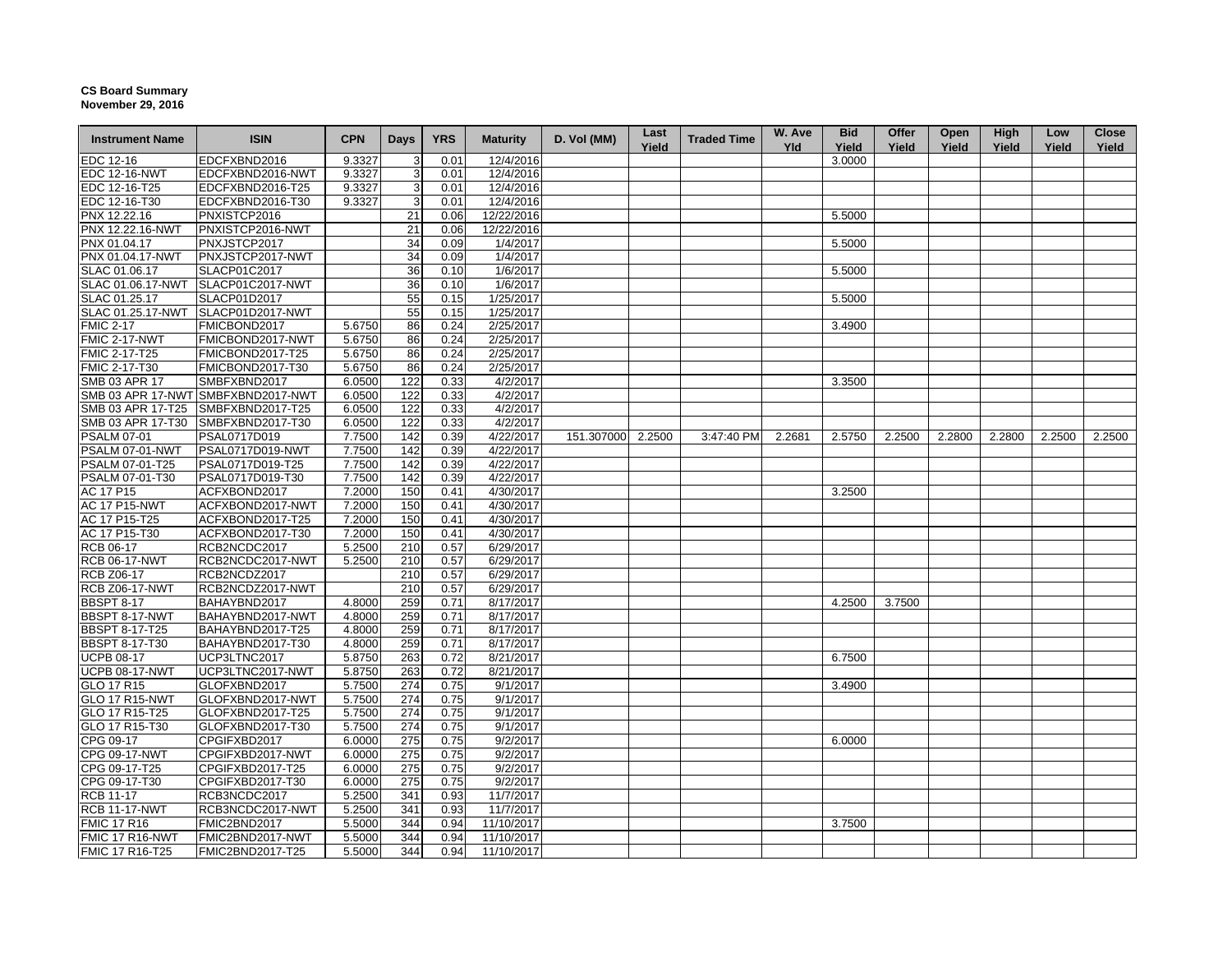**CS Board Summary**
**November 29, 2016**

| Instrument Name | ISIN | CPN | Days | YRS | Maturity | D. Vol (MM) | Last Yield | Traded Time | W. Ave Yld | Bid Yield | Offer Yield | Open Yield | High Yield | Low Yield | Close Yield |
|---|---|---|---|---|---|---|---|---|---|---|---|---|---|---|---|
| EDC 12-16 | EDCFXBND2016 | 9.3327 | 3 | 0.01 | 12/4/2016 | | | | | 3.0000 | | | | | |
| EDC 12-16-NWT | EDCFXBND2016-NWT | 9.3327 | 3 | 0.01 | 12/4/2016 | | | | | | | | | | |
| EDC 12-16-T25 | EDCFXBND2016-T25 | 9.3327 | 3 | 0.01 | 12/4/2016 | | | | | | | | | | |
| EDC 12-16-T30 | EDCFXBND2016-T30 | 9.3327 | 3 | 0.01 | 12/4/2016 | | | | | | | | | | |
| PNX 12.22.16 | PNXISTCP2016 | | 21 | 0.06 | 12/22/2016 | | | | | 5.5000 | | | | | |
| PNX 12.22.16-NWT | PNXISTCP2016-NWT | | 21 | 0.06 | 12/22/2016 | | | | | | | | | | |
| PNX 01.04.17 | PNXJSTCP2017 | | 34 | 0.09 | 1/4/2017 | | | | | 5.5000 | | | | | |
| PNX 01.04.17-NWT | PNXJSTCP2017-NWT | | 34 | 0.09 | 1/4/2017 | | | | | | | | | | |
| SLAC 01.06.17 | SLACP01C2017 | | 36 | 0.10 | 1/6/2017 | | | | | 5.5000 | | | | | |
| SLAC 01.06.17-NWT | SLACP01C2017-NWT | | 36 | 0.10 | 1/6/2017 | | | | | | | | | | |
| SLAC 01.25.17 | SLACP01D2017 | | 55 | 0.15 | 1/25/2017 | | | | | 5.5000 | | | | | |
| SLAC 01.25.17-NWT | SLACP01D2017-NWT | | 55 | 0.15 | 1/25/2017 | | | | | | | | | | |
| FMIC 2-17 | FMICBOND2017 | 5.6750 | 86 | 0.24 | 2/25/2017 | | | | | 3.4900 | | | | | |
| FMIC 2-17-NWT | FMICBOND2017-NWT | 5.6750 | 86 | 0.24 | 2/25/2017 | | | | | | | | | | |
| FMIC 2-17-T25 | FMICBOND2017-T25 | 5.6750 | 86 | 0.24 | 2/25/2017 | | | | | | | | | | |
| FMIC 2-17-T30 | FMICBOND2017-T30 | 5.6750 | 86 | 0.24 | 2/25/2017 | | | | | | | | | | |
| SMB 03 APR 17 | SMBFXBND2017 | 6.0500 | 122 | 0.33 | 4/2/2017 | | | | | 3.3500 | | | | | |
| SMB 03 APR 17-NWT | SMBFXBND2017-NWT | 6.0500 | 122 | 0.33 | 4/2/2017 | | | | | | | | | | |
| SMB 03 APR 17-T25 | SMBFXBND2017-T25 | 6.0500 | 122 | 0.33 | 4/2/2017 | | | | | | | | | | |
| SMB 03 APR 17-T30 | SMBFXBND2017-T30 | 6.0500 | 122 | 0.33 | 4/2/2017 | | | | | | | | | | |
| PSALM 07-01 | PSAL0717D019 | 7.7500 | 142 | 0.39 | 4/22/2017 | 151.307000 | 2.2500 | 3:47:40 PM | 2.2681 | 2.5750 | 2.2500 | 2.2800 | 2.2800 | 2.2500 | 2.2500 |
| PSALM 07-01-NWT | PSAL0717D019-NWT | 7.7500 | 142 | 0.39 | 4/22/2017 | | | | | | | | | | |
| PSALM 07-01-T25 | PSAL0717D019-T25 | 7.7500 | 142 | 0.39 | 4/22/2017 | | | | | | | | | | |
| PSALM 07-01-T30 | PSAL0717D019-T30 | 7.7500 | 142 | 0.39 | 4/22/2017 | | | | | | | | | | |
| AC 17 P15 | ACFXBOND2017 | 7.2000 | 150 | 0.41 | 4/30/2017 | | | | | 3.2500 | | | | | |
| AC 17 P15-NWT | ACFXBOND2017-NWT | 7.2000 | 150 | 0.41 | 4/30/2017 | | | | | | | | | | |
| AC 17 P15-T25 | ACFXBOND2017-T25 | 7.2000 | 150 | 0.41 | 4/30/2017 | | | | | | | | | | |
| AC 17 P15-T30 | ACFXBOND2017-T30 | 7.2000 | 150 | 0.41 | 4/30/2017 | | | | | | | | | | |
| RCB 06-17 | RCB2NCDC2017 | 5.2500 | 210 | 0.57 | 6/29/2017 | | | | | | | | | | |
| RCB 06-17-NWT | RCB2NCDC2017-NWT | 5.2500 | 210 | 0.57 | 6/29/2017 | | | | | | | | | | |
| RCB Z06-17 | RCB2NCDZ2017 | | 210 | 0.57 | 6/29/2017 | | | | | | | | | | |
| RCB Z06-17-NWT | RCB2NCDZ2017-NWT | | 210 | 0.57 | 6/29/2017 | | | | | | | | | | |
| BBSPT 8-17 | BAHAYBND2017 | 4.8000 | 259 | 0.71 | 8/17/2017 | | | | | 4.2500 | 3.7500 | | | | |
| BBSPT 8-17-NWT | BAHAYBND2017-NWT | 4.8000 | 259 | 0.71 | 8/17/2017 | | | | | | | | | | |
| BBSPT 8-17-T25 | BAHAYBND2017-T25 | 4.8000 | 259 | 0.71 | 8/17/2017 | | | | | | | | | | |
| BBSPT 8-17-T30 | BAHAYBND2017-T30 | 4.8000 | 259 | 0.71 | 8/17/2017 | | | | | | | | | | |
| UCPB 08-17 | UCP3LTNC2017 | 5.8750 | 263 | 0.72 | 8/21/2017 | | | | | 6.7500 | | | | | |
| UCPB 08-17-NWT | UCP3LTNC2017-NWT | 5.8750 | 263 | 0.72 | 8/21/2017 | | | | | | | | | | |
| GLO 17 R15 | GLOFXBND2017 | 5.7500 | 274 | 0.75 | 9/1/2017 | | | | | 3.4900 | | | | | |
| GLO 17 R15-NWT | GLOFXBND2017-NWT | 5.7500 | 274 | 0.75 | 9/1/2017 | | | | | | | | | | |
| GLO 17 R15-T25 | GLOFXBND2017-T25 | 5.7500 | 274 | 0.75 | 9/1/2017 | | | | | | | | | | |
| GLO 17 R15-T30 | GLOFXBND2017-T30 | 5.7500 | 274 | 0.75 | 9/1/2017 | | | | | | | | | | |
| CPG 09-17 | CPGIFXBD2017 | 6.0000 | 275 | 0.75 | 9/2/2017 | | | | | 6.0000 | | | | | |
| CPG 09-17-NWT | CPGIFXBD2017-NWT | 6.0000 | 275 | 0.75 | 9/2/2017 | | | | | | | | | | |
| CPG 09-17-T25 | CPGIFXBD2017-T25 | 6.0000 | 275 | 0.75 | 9/2/2017 | | | | | | | | | | |
| CPG 09-17-T30 | CPGIFXBD2017-T30 | 6.0000 | 275 | 0.75 | 9/2/2017 | | | | | | | | | | |
| RCB 11-17 | RCB3NCDC2017 | 5.2500 | 341 | 0.93 | 11/7/2017 | | | | | | | | | | |
| RCB 11-17-NWT | RCB3NCDC2017-NWT | 5.2500 | 341 | 0.93 | 11/7/2017 | | | | | | | | | | |
| FMIC 17 R16 | FMIC2BND2017 | 5.5000 | 344 | 0.94 | 11/10/2017 | | | | | 3.7500 | | | | | |
| FMIC 17 R16-NWT | FMIC2BND2017-NWT | 5.5000 | 344 | 0.94 | 11/10/2017 | | | | | | | | | | |
| FMIC 17 R16-T25 | FMIC2BND2017-T25 | 5.5000 | 344 | 0.94 | 11/10/2017 | | | | | | | | | | |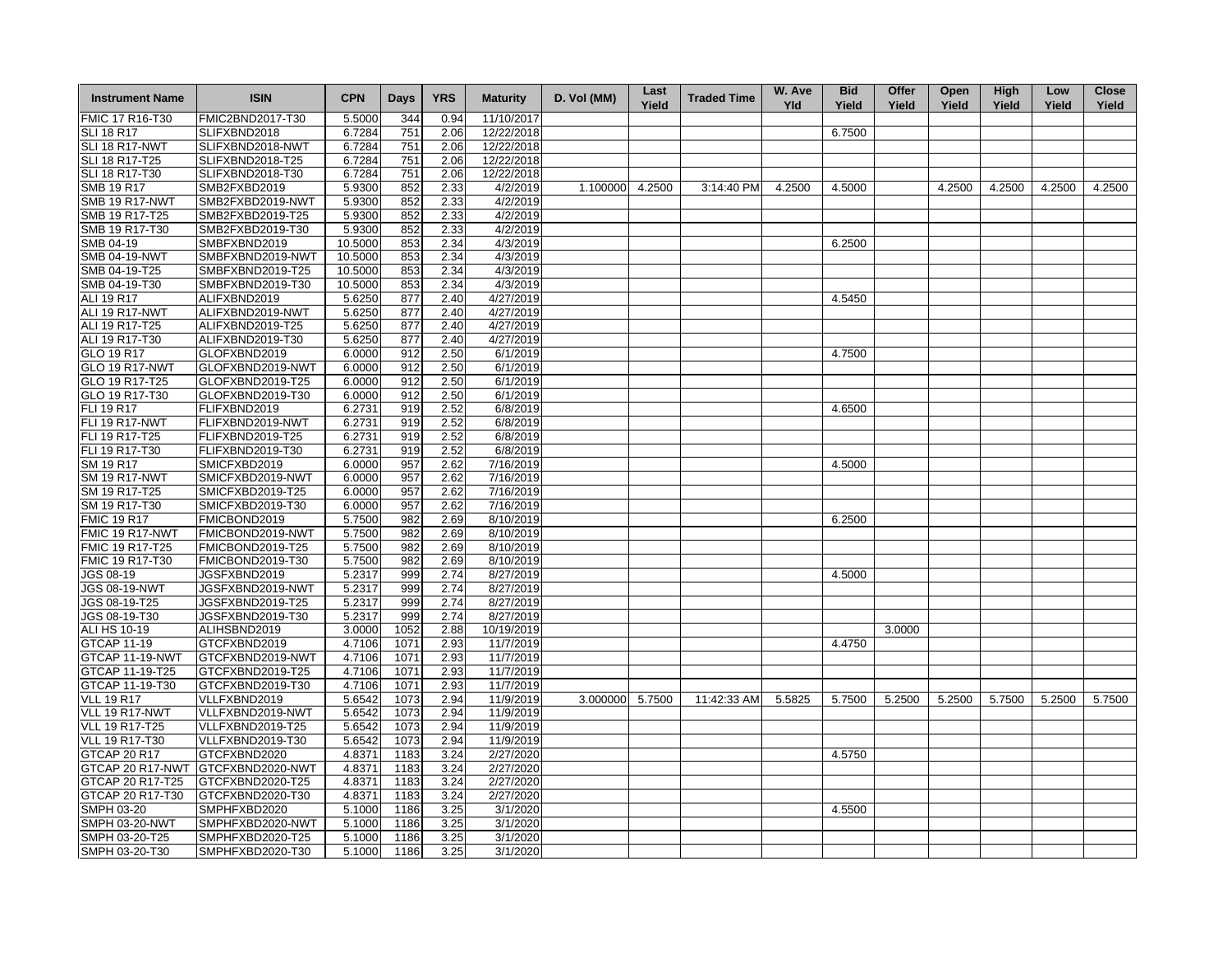| Instrument Name | ISIN | CPN | Days | YRS | Maturity | D. Vol (MM) | Last Yield | Traded Time | W. Ave Yld | Bid Yield | Offer Yield | Open Yield | High Yield | Low Yield | Close Yield |
|---|---|---|---|---|---|---|---|---|---|---|---|---|---|---|---|
| FMIC 17 R16-T30 | FMIC2BND2017-T30 | 5.5000 | 344 | 0.94 | 11/10/2017 | | | | | | | | | | |
| SLI 18 R17 | SLIFXBND2018 | 6.7284 | 751 | 2.06 | 12/22/2018 | | | | | 6.7500 | | | | | |
| SLI 18 R17-NWT | SLIFXBND2018-NWT | 6.7284 | 751 | 2.06 | 12/22/2018 | | | | | | | | | | |
| SLI 18 R17-T25 | SLIFXBND2018-T25 | 6.7284 | 751 | 2.06 | 12/22/2018 | | | | | | | | | | |
| SLI 18 R17-T30 | SLIFXBND2018-T30 | 6.7284 | 751 | 2.06 | 12/22/2018 | | | | | | | | | | |
| SMB 19 R17 | SMB2FXBD2019 | 5.9300 | 852 | 2.33 | 4/2/2019 | 1.100000 | 4.2500 | 3:14:40 PM | 4.2500 | 4.5000 | | 4.2500 | 4.2500 | 4.2500 | 4.2500 |
| SMB 19 R17-NWT | SMB2FXBD2019-NWT | 5.9300 | 852 | 2.33 | 4/2/2019 | | | | | | | | | | |
| SMB 19 R17-T25 | SMB2FXBD2019-T25 | 5.9300 | 852 | 2.33 | 4/2/2019 | | | | | | | | | | |
| SMB 19 R17-T30 | SMB2FXBD2019-T30 | 5.9300 | 852 | 2.33 | 4/2/2019 | | | | | | | | | | |
| SMB 04-19 | SMBFXBND2019 | 10.5000 | 853 | 2.34 | 4/3/2019 | | | | | 6.2500 | | | | | |
| SMB 04-19-NWT | SMBFXBND2019-NWT | 10.5000 | 853 | 2.34 | 4/3/2019 | | | | | | | | | | |
| SMB 04-19-T25 | SMBFXBND2019-T25 | 10.5000 | 853 | 2.34 | 4/3/2019 | | | | | | | | | | |
| SMB 04-19-T30 | SMBFXBND2019-T30 | 10.5000 | 853 | 2.34 | 4/3/2019 | | | | | | | | | | |
| ALI 19 R17 | ALIFXBND2019 | 5.6250 | 877 | 2.40 | 4/27/2019 | | | | | 4.5450 | | | | | |
| ALI 19 R17-NWT | ALIFXBND2019-NWT | 5.6250 | 877 | 2.40 | 4/27/2019 | | | | | | | | | | |
| ALI 19 R17-T25 | ALIFXBND2019-T25 | 5.6250 | 877 | 2.40 | 4/27/2019 | | | | | | | | | | |
| ALI 19 R17-T30 | ALIFXBND2019-T30 | 5.6250 | 877 | 2.40 | 4/27/2019 | | | | | | | | | | |
| GLO 19 R17 | GLOFXBND2019 | 6.0000 | 912 | 2.50 | 6/1/2019 | | | | | 4.7500 | | | | | |
| GLO 19 R17-NWT | GLOFXBND2019-NWT | 6.0000 | 912 | 2.50 | 6/1/2019 | | | | | | | | | | |
| GLO 19 R17-T25 | GLOFXBND2019-T25 | 6.0000 | 912 | 2.50 | 6/1/2019 | | | | | | | | | | |
| GLO 19 R17-T30 | GLOFXBND2019-T30 | 6.0000 | 912 | 2.50 | 6/1/2019 | | | | | | | | | | |
| FLI 19 R17 | FLIFXBND2019 | 6.2731 | 919 | 2.52 | 6/8/2019 | | | | | 4.6500 | | | | | |
| FLI 19 R17-NWT | FLIFXBND2019-NWT | 6.2731 | 919 | 2.52 | 6/8/2019 | | | | | | | | | | |
| FLI 19 R17-T25 | FLIFXBND2019-T25 | 6.2731 | 919 | 2.52 | 6/8/2019 | | | | | | | | | | |
| FLI 19 R17-T30 | FLIFXBND2019-T30 | 6.2731 | 919 | 2.52 | 6/8/2019 | | | | | | | | | | |
| SM 19 R17 | SMICFXBD2019 | 6.0000 | 957 | 2.62 | 7/16/2019 | | | | | 4.5000 | | | | | |
| SM 19 R17-NWT | SMICFXBD2019-NWT | 6.0000 | 957 | 2.62 | 7/16/2019 | | | | | | | | | | |
| SM 19 R17-T25 | SMICFXBD2019-T25 | 6.0000 | 957 | 2.62 | 7/16/2019 | | | | | | | | | | |
| SM 19 R17-T30 | SMICFXBD2019-T30 | 6.0000 | 957 | 2.62 | 7/16/2019 | | | | | | | | | | |
| FMIC 19 R17 | FMICBOND2019 | 5.7500 | 982 | 2.69 | 8/10/2019 | | | | | 6.2500 | | | | | |
| FMIC 19 R17-NWT | FMICBOND2019-NWT | 5.7500 | 982 | 2.69 | 8/10/2019 | | | | | | | | | | |
| FMIC 19 R17-T25 | FMICBOND2019-T25 | 5.7500 | 982 | 2.69 | 8/10/2019 | | | | | | | | | | |
| FMIC 19 R17-T30 | FMICBOND2019-T30 | 5.7500 | 982 | 2.69 | 8/10/2019 | | | | | | | | | | |
| JGS 08-19 | JGSFXBND2019 | 5.2317 | 999 | 2.74 | 8/27/2019 | | | | | 4.5000 | | | | | |
| JGS 08-19-NWT | JGSFXBND2019-NWT | 5.2317 | 999 | 2.74 | 8/27/2019 | | | | | | | | | | |
| JGS 08-19-T25 | JGSFXBND2019-T25 | 5.2317 | 999 | 2.74 | 8/27/2019 | | | | | | | | | | |
| JGS 08-19-T30 | JGSFXBND2019-T30 | 5.2317 | 999 | 2.74 | 8/27/2019 | | | | | | | | | | |
| ALI HS 10-19 | ALIHSBND2019 | 3.0000 | 1052 | 2.88 | 10/19/2019 | | | | | | 3.0000 | | | | |
| GTCAP 11-19 | GTCFXBND2019 | 4.7106 | 1071 | 2.93 | 11/7/2019 | | | | | 4.4750 | | | | | |
| GTCAP 11-19-NWT | GTCFXBND2019-NWT | 4.7106 | 1071 | 2.93 | 11/7/2019 | | | | | | | | | | |
| GTCAP 11-19-T25 | GTCFXBND2019-T25 | 4.7106 | 1071 | 2.93 | 11/7/2019 | | | | | | | | | | |
| GTCAP 11-19-T30 | GTCFXBND2019-T30 | 4.7106 | 1071 | 2.93 | 11/7/2019 | | | | | | | | | | |
| VLL 19 R17 | VLLFXBND2019 | 5.6542 | 1073 | 2.94 | 11/9/2019 | 3.000000 | 5.7500 | 11:42:33 AM | 5.5825 | 5.7500 | 5.2500 | 5.2500 | 5.7500 | 5.2500 | 5.7500 |
| VLL 19 R17-NWT | VLLFXBND2019-NWT | 5.6542 | 1073 | 2.94 | 11/9/2019 | | | | | | | | | | |
| VLL 19 R17-T25 | VLLFXBND2019-T25 | 5.6542 | 1073 | 2.94 | 11/9/2019 | | | | | | | | | | |
| VLL 19 R17-T30 | VLLFXBND2019-T30 | 5.6542 | 1073 | 2.94 | 11/9/2019 | | | | | | | | | | |
| GTCAP 20 R17 | GTCFXBND2020 | 4.8371 | 1183 | 3.24 | 2/27/2020 | | | | | 4.5750 | | | | | |
| GTCAP 20 R17-NWT | GTCFXBND2020-NWT | 4.8371 | 1183 | 3.24 | 2/27/2020 | | | | | | | | | | |
| GTCAP 20 R17-T25 | GTCFXBND2020-T25 | 4.8371 | 1183 | 3.24 | 2/27/2020 | | | | | | | | | | |
| GTCAP 20 R17-T30 | GTCFXBND2020-T30 | 4.8371 | 1183 | 3.24 | 2/27/2020 | | | | | | | | | | |
| SMPH 03-20 | SMPHFXBD2020 | 5.1000 | 1186 | 3.25 | 3/1/2020 | | | | | 4.5500 | | | | | |
| SMPH 03-20-NWT | SMPHFXBD2020-NWT | 5.1000 | 1186 | 3.25 | 3/1/2020 | | | | | | | | | | |
| SMPH 03-20-T25 | SMPHFXBD2020-T25 | 5.1000 | 1186 | 3.25 | 3/1/2020 | | | | | | | | | | |
| SMPH 03-20-T30 | SMPHFXBD2020-T30 | 5.1000 | 1186 | 3.25 | 3/1/2020 | | | | | | | | | | |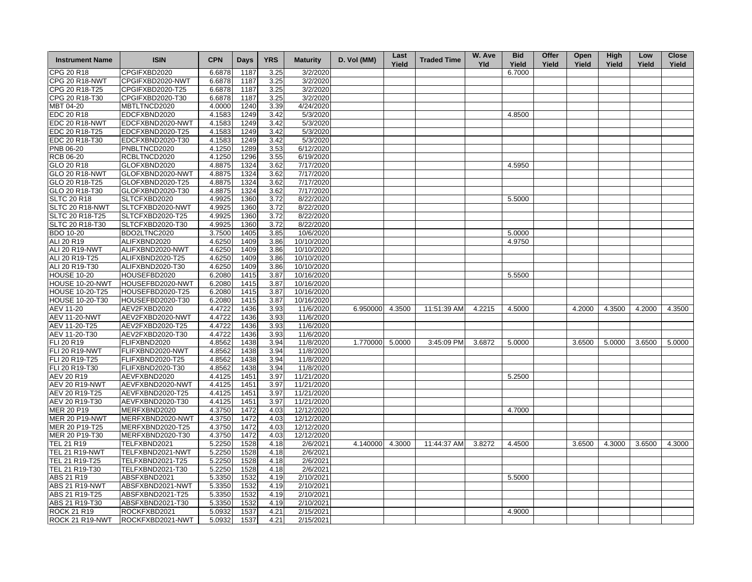| Instrument Name | ISIN | CPN | Days | YRS | Maturity | D. Vol (MM) | Last Yield | Traded Time | W. Ave Yld | Bid Yield | Offer Yield | Open Yield | High Yield | Low Yield | Close Yield |
|---|---|---|---|---|---|---|---|---|---|---|---|---|---|---|---|
| CPG 20 R18 | CPGIFXBD2020 | 6.6878 | 1187 | 3.25 | 3/2/2020 | | | | | 6.7000 | | | | | |
| CPG 20 R18-NWT | CPGIFXBD2020-NWT | 6.6878 | 1187 | 3.25 | 3/2/2020 | | | | | | | | | | |
| CPG 20 R18-T25 | CPGIFXBD2020-T25 | 6.6878 | 1187 | 3.25 | 3/2/2020 | | | | | | | | | | |
| CPG 20 R18-T30 | CPGIFXBD2020-T30 | 6.6878 | 1187 | 3.25 | 3/2/2020 | | | | | | | | | | |
| MBT 04-20 | MBTLTNCD2020 | 4.0000 | 1240 | 3.39 | 4/24/2020 | | | | | | | | | | |
| EDC 20 R18 | EDCFXBND2020 | 4.1583 | 1249 | 3.42 | 5/3/2020 | | | | | 4.8500 | | | | | |
| EDC 20 R18-NWT | EDCFXBND2020-NWT | 4.1583 | 1249 | 3.42 | 5/3/2020 | | | | | | | | | | |
| EDC 20 R18-T25 | EDCFXBND2020-T25 | 4.1583 | 1249 | 3.42 | 5/3/2020 | | | | | | | | | | |
| EDC 20 R18-T30 | EDCFXBND2020-T30 | 4.1583 | 1249 | 3.42 | 5/3/2020 | | | | | | | | | | |
| PNB 06-20 | PNBLTNCD2020 | 4.1250 | 1289 | 3.53 | 6/12/2020 | | | | | | | | | | |
| RCB 06-20 | RCBLTNCD2020 | 4.1250 | 1296 | 3.55 | 6/19/2020 | | | | | | | | | | |
| GLO 20 R18 | GLOFXBND2020 | 4.8875 | 1324 | 3.62 | 7/17/2020 | | | | | 4.5950 | | | | | |
| GLO 20 R18-NWT | GLOFXBND2020-NWT | 4.8875 | 1324 | 3.62 | 7/17/2020 | | | | | | | | | | |
| GLO 20 R18-T25 | GLOFXBND2020-T25 | 4.8875 | 1324 | 3.62 | 7/17/2020 | | | | | | | | | | |
| GLO 20 R18-T30 | GLOFXBND2020-T30 | 4.8875 | 1324 | 3.62 | 7/17/2020 | | | | | | | | | | |
| SLTC 20 R18 | SLTCFXBD2020 | 4.9925 | 1360 | 3.72 | 8/22/2020 | | | | | 5.5000 | | | | | |
| SLTC 20 R18-NWT | SLTCFXBD2020-NWT | 4.9925 | 1360 | 3.72 | 8/22/2020 | | | | | | | | | | |
| SLTC 20 R18-T25 | SLTCFXBD2020-T25 | 4.9925 | 1360 | 3.72 | 8/22/2020 | | | | | | | | | | |
| SLTC 20 R18-T30 | SLTCFXBD2020-T30 | 4.9925 | 1360 | 3.72 | 8/22/2020 | | | | | | | | | | |
| BDO 10-20 | BDO2LTNC2020 | 3.7500 | 1405 | 3.85 | 10/6/2020 | | | | | 5.0000 | | | | | |
| ALI 20 R19 | ALIFXBND2020 | 4.6250 | 1409 | 3.86 | 10/10/2020 | | | | | 4.9750 | | | | | |
| ALI 20 R19-NWT | ALIFXBND2020-NWT | 4.6250 | 1409 | 3.86 | 10/10/2020 | | | | | | | | | | |
| ALI 20 R19-T25 | ALIFXBND2020-T25 | 4.6250 | 1409 | 3.86 | 10/10/2020 | | | | | | | | | | |
| ALI 20 R19-T30 | ALIFXBND2020-T30 | 4.6250 | 1409 | 3.86 | 10/10/2020 | | | | | | | | | | |
| HOUSE 10-20 | HOUSEFBD2020 | 6.2080 | 1415 | 3.87 | 10/16/2020 | | | | | 5.5500 | | | | | |
| HOUSE 10-20-NWT | HOUSEFBD2020-NWT | 6.2080 | 1415 | 3.87 | 10/16/2020 | | | | | | | | | | |
| HOUSE 10-20-T25 | HOUSEFBD2020-T25 | 6.2080 | 1415 | 3.87 | 10/16/2020 | | | | | | | | | | |
| HOUSE 10-20-T30 | HOUSEFBD2020-T30 | 6.2080 | 1415 | 3.87 | 10/16/2020 | | | | | | | | | | |
| AEV 11-20 | AEV2FXBD2020 | 4.4722 | 1436 | 3.93 | 11/6/2020 | 6.950000 | 4.3500 | 11:51:39 AM | 4.2215 | 4.5000 | | 4.2000 | 4.3500 | 4.2000 | 4.3500 |
| AEV 11-20-NWT | AEV2FXBD2020-NWT | 4.4722 | 1436 | 3.93 | 11/6/2020 | | | | | | | | | | |
| AEV 11-20-T25 | AEV2FXBD2020-T25 | 4.4722 | 1436 | 3.93 | 11/6/2020 | | | | | | | | | | |
| AEV 11-20-T30 | AEV2FXBD2020-T30 | 4.4722 | 1436 | 3.93 | 11/6/2020 | | | | | | | | | | |
| FLI 20 R19 | FLIFXBND2020 | 4.8562 | 1438 | 3.94 | 11/8/2020 | 1.770000 | 5.0000 | 3:45:09 PM | 3.6872 | 5.0000 | | 3.6500 | 5.0000 | 3.6500 | 5.0000 |
| FLI 20 R19-NWT | FLIFXBND2020-NWT | 4.8562 | 1438 | 3.94 | 11/8/2020 | | | | | | | | | | |
| FLI 20 R19-T25 | FLIFXBND2020-T25 | 4.8562 | 1438 | 3.94 | 11/8/2020 | | | | | | | | | | |
| FLI 20 R19-T30 | FLIFXBND2020-T30 | 4.8562 | 1438 | 3.94 | 11/8/2020 | | | | | | | | | | |
| AEV 20 R19 | AEVFXBND2020 | 4.4125 | 1451 | 3.97 | 11/21/2020 | | | | | 5.2500 | | | | | |
| AEV 20 R19-NWT | AEVFXBND2020-NWT | 4.4125 | 1451 | 3.97 | 11/21/2020 | | | | | | | | | | |
| AEV 20 R19-T25 | AEVFXBND2020-T25 | 4.4125 | 1451 | 3.97 | 11/21/2020 | | | | | | | | | | |
| AEV 20 R19-T30 | AEVFXBND2020-T30 | 4.4125 | 1451 | 3.97 | 11/21/2020 | | | | | | | | | | |
| MER 20 P19 | MERFXBND2020 | 4.3750 | 1472 | 4.03 | 12/12/2020 | | | | | 4.7000 | | | | | |
| MER 20 P19-NWT | MERFXBND2020-NWT | 4.3750 | 1472 | 4.03 | 12/12/2020 | | | | | | | | | | |
| MER 20 P19-T25 | MERFXBND2020-T25 | 4.3750 | 1472 | 4.03 | 12/12/2020 | | | | | | | | | | |
| MER 20 P19-T30 | MERFXBND2020-T30 | 4.3750 | 1472 | 4.03 | 12/12/2020 | | | | | | | | | | |
| TEL 21 R19 | TELFXBND2021 | 5.2250 | 1528 | 4.18 | 2/6/2021 | 4.140000 | 4.3000 | 11:44:37 AM | 3.8272 | 4.4500 | | 3.6500 | 4.3000 | 3.6500 | 4.3000 |
| TEL 21 R19-NWT | TELFXBND2021-NWT | 5.2250 | 1528 | 4.18 | 2/6/2021 | | | | | | | | | | |
| TEL 21 R19-T25 | TELFXBND2021-T25 | 5.2250 | 1528 | 4.18 | 2/6/2021 | | | | | | | | | | |
| TEL 21 R19-T30 | TELFXBND2021-T30 | 5.2250 | 1528 | 4.18 | 2/6/2021 | | | | | | | | | | |
| ABS 21 R19 | ABSFXBND2021 | 5.3350 | 1532 | 4.19 | 2/10/2021 | | | | | 5.5000 | | | | | |
| ABS 21 R19-NWT | ABSFXBND2021-NWT | 5.3350 | 1532 | 4.19 | 2/10/2021 | | | | | | | | | | |
| ABS 21 R19-T25 | ABSFXBND2021-T25 | 5.3350 | 1532 | 4.19 | 2/10/2021 | | | | | | | | | | |
| ABS 21 R19-T30 | ABSFXBND2021-T30 | 5.3350 | 1532 | 4.19 | 2/10/2021 | | | | | | | | | | |
| ROCK 21 R19 | ROCKFXBD2021 | 5.0932 | 1537 | 4.21 | 2/15/2021 | | | | | 4.9000 | | | | | |
| ROCK 21 R19-NWT | ROCKFXBD2021-NWT | 5.0932 | 1537 | 4.21 | 2/15/2021 | | | | | | | | | | |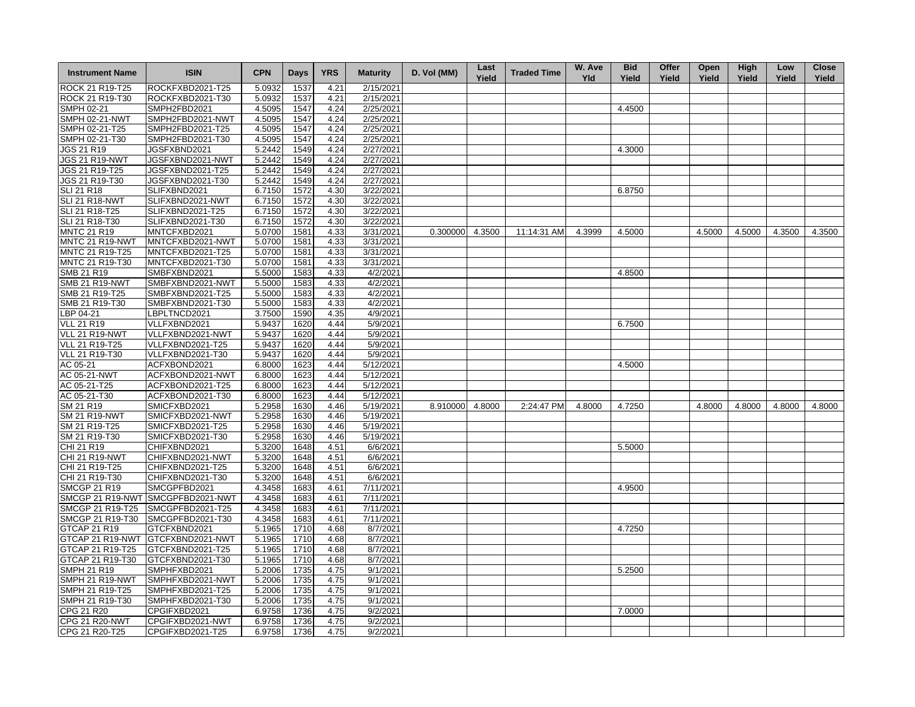| Instrument Name | ISIN | CPN | Days | YRS | Maturity | D. Vol (MM) | Last Yield | Traded Time | W. Ave Yld | Bid Yield | Offer Yield | Open Yield | High Yield | Low Yield | Close Yield |
|---|---|---|---|---|---|---|---|---|---|---|---|---|---|---|---|
| ROCK 21 R19-T25 | ROCKFXBD2021-T25 | 5.0932 | 1537 | 4.21 | 2/15/2021 | | | | | | | | | | |
| ROCK 21 R19-T30 | ROCKFXBD2021-T30 | 5.0932 | 1537 | 4.21 | 2/15/2021 | | | | | | | | | | |
| SMPH 02-21 | SMPH2FBD2021 | 4.5095 | 1547 | 4.24 | 2/25/2021 | | | | | 4.4500 | | | | | |
| SMPH 02-21-NWT | SMPH2FBD2021-NWT | 4.5095 | 1547 | 4.24 | 2/25/2021 | | | | | | | | | | |
| SMPH 02-21-T25 | SMPH2FBD2021-T25 | 4.5095 | 1547 | 4.24 | 2/25/2021 | | | | | | | | | | |
| SMPH 02-21-T30 | SMPH2FBD2021-T30 | 4.5095 | 1547 | 4.24 | 2/25/2021 | | | | | | | | | | |
| JGS 21 R19 | JGSFXBND2021 | 5.2442 | 1549 | 4.24 | 2/27/2021 | | | | | 4.3000 | | | | | |
| JGS 21 R19-NWT | JGSFXBND2021-NWT | 5.2442 | 1549 | 4.24 | 2/27/2021 | | | | | | | | | | |
| JGS 21 R19-T25 | JGSFXBND2021-T25 | 5.2442 | 1549 | 4.24 | 2/27/2021 | | | | | | | | | | |
| JGS 21 R19-T30 | JGSFXBND2021-T30 | 5.2442 | 1549 | 4.24 | 2/27/2021 | | | | | | | | | | |
| SLI 21 R18 | SLIFXBND2021 | 6.7150 | 1572 | 4.30 | 3/22/2021 | | | | | 6.8750 | | | | | |
| SLI 21 R18-NWT | SLIFXBND2021-NWT | 6.7150 | 1572 | 4.30 | 3/22/2021 | | | | | | | | | | |
| SLI 21 R18-T25 | SLIFXBND2021-T25 | 6.7150 | 1572 | 4.30 | 3/22/2021 | | | | | | | | | | |
| SLI 21 R18-T30 | SLIFXBND2021-T30 | 6.7150 | 1572 | 4.30 | 3/22/2021 | | | | | | | | | | |
| MNTC 21 R19 | MNTCFXBD2021 | 5.0700 | 1581 | 4.33 | 3/31/2021 | 0.300000 | 4.3500 | 11:14:31 AM | 4.3999 | 4.5000 | | 4.5000 | 4.5000 | 4.3500 | 4.3500 |
| MNTC 21 R19-NWT | MNTCFXBD2021-NWT | 5.0700 | 1581 | 4.33 | 3/31/2021 | | | | | | | | | | |
| MNTC 21 R19-T25 | MNTCFXBD2021-T25 | 5.0700 | 1581 | 4.33 | 3/31/2021 | | | | | | | | | | |
| MNTC 21 R19-T30 | MNTCFXBD2021-T30 | 5.0700 | 1581 | 4.33 | 3/31/2021 | | | | | | | | | | |
| SMB 21 R19 | SMBFXBND2021 | 5.5000 | 1583 | 4.33 | 4/2/2021 | | | | | 4.8500 | | | | | |
| SMB 21 R19-NWT | SMBFXBND2021-NWT | 5.5000 | 1583 | 4.33 | 4/2/2021 | | | | | | | | | | |
| SMB 21 R19-T25 | SMBFXBND2021-T25 | 5.5000 | 1583 | 4.33 | 4/2/2021 | | | | | | | | | | |
| SMB 21 R19-T30 | SMBFXBND2021-T30 | 5.5000 | 1583 | 4.33 | 4/2/2021 | | | | | | | | | | |
| LBP 04-21 | LBPLTNCD2021 | 3.7500 | 1590 | 4.35 | 4/9/2021 | | | | | | | | | | |
| VLL 21 R19 | VLLFXBND2021 | 5.9437 | 1620 | 4.44 | 5/9/2021 | | | | | 6.7500 | | | | | |
| VLL 21 R19-NWT | VLLFXBND2021-NWT | 5.9437 | 1620 | 4.44 | 5/9/2021 | | | | | | | | | | |
| VLL 21 R19-T25 | VLLFXBND2021-T25 | 5.9437 | 1620 | 4.44 | 5/9/2021 | | | | | | | | | | |
| VLL 21 R19-T30 | VLLFXBND2021-T30 | 5.9437 | 1620 | 4.44 | 5/9/2021 | | | | | | | | | | |
| AC 05-21 | ACFXBOND2021 | 6.8000 | 1623 | 4.44 | 5/12/2021 | | | | | 4.5000 | | | | | |
| AC 05-21-NWT | ACFXBOND2021-NWT | 6.8000 | 1623 | 4.44 | 5/12/2021 | | | | | | | | | | |
| AC 05-21-T25 | ACFXBOND2021-T25 | 6.8000 | 1623 | 4.44 | 5/12/2021 | | | | | | | | | | |
| AC 05-21-T30 | ACFXBOND2021-T30 | 6.8000 | 1623 | 4.44 | 5/12/2021 | | | | | | | | | | |
| SM 21 R19 | SMICFXBD2021 | 5.2958 | 1630 | 4.46 | 5/19/2021 | 8.910000 | 4.8000 | 2:24:47 PM | 4.8000 | 4.7250 | | 4.8000 | 4.8000 | 4.8000 | 4.8000 |
| SM 21 R19-NWT | SMICFXBD2021-NWT | 5.2958 | 1630 | 4.46 | 5/19/2021 | | | | | | | | | | |
| SM 21 R19-T25 | SMICFXBD2021-T25 | 5.2958 | 1630 | 4.46 | 5/19/2021 | | | | | | | | | | |
| SM 21 R19-T30 | SMICFXBD2021-T30 | 5.2958 | 1630 | 4.46 | 5/19/2021 | | | | | | | | | | |
| CHI 21 R19 | CHIFXBND2021 | 5.3200 | 1648 | 4.51 | 6/6/2021 | | | | | 5.5000 | | | | | |
| CHI 21 R19-NWT | CHIFXBND2021-NWT | 5.3200 | 1648 | 4.51 | 6/6/2021 | | | | | | | | | | |
| CHI 21 R19-T25 | CHIFXBND2021-T25 | 5.3200 | 1648 | 4.51 | 6/6/2021 | | | | | | | | | | |
| CHI 21 R19-T30 | CHIFXBND2021-T30 | 5.3200 | 1648 | 4.51 | 6/6/2021 | | | | | | | | | | |
| SMCGP 21 R19 | SMCGPFBD2021 | 4.3458 | 1683 | 4.61 | 7/11/2021 | | | | | 4.9500 | | | | | |
| SMCGP 21 R19-NWT | SMCGPFBD2021-NWT | 4.3458 | 1683 | 4.61 | 7/11/2021 | | | | | | | | | | |
| SMCGP 21 R19-T25 | SMCGPFBD2021-T25 | 4.3458 | 1683 | 4.61 | 7/11/2021 | | | | | | | | | | |
| SMCGP 21 R19-T30 | SMCGPFBD2021-T30 | 4.3458 | 1683 | 4.61 | 7/11/2021 | | | | | | | | | | |
| GTCAP 21 R19 | GTCFXBND2021 | 5.1965 | 1710 | 4.68 | 8/7/2021 | | | | | 4.7250 | | | | | |
| GTCAP 21 R19-NWT | GTCFXBND2021-NWT | 5.1965 | 1710 | 4.68 | 8/7/2021 | | | | | | | | | | |
| GTCAP 21 R19-T25 | GTCFXBND2021-T25 | 5.1965 | 1710 | 4.68 | 8/7/2021 | | | | | | | | | | |
| GTCAP 21 R19-T30 | GTCFXBND2021-T30 | 5.1965 | 1710 | 4.68 | 8/7/2021 | | | | | | | | | | |
| SMPH 21 R19 | SMPHFXBD2021 | 5.2006 | 1735 | 4.75 | 9/1/2021 | | | | | 5.2500 | | | | | |
| SMPH 21 R19-NWT | SMPHFXBD2021-NWT | 5.2006 | 1735 | 4.75 | 9/1/2021 | | | | | | | | | | |
| SMPH 21 R19-T25 | SMPHFXBD2021-T25 | 5.2006 | 1735 | 4.75 | 9/1/2021 | | | | | | | | | | |
| SMPH 21 R19-T30 | SMPHFXBD2021-T30 | 5.2006 | 1735 | 4.75 | 9/1/2021 | | | | | | | | | | |
| CPG 21 R20 | CPGIFXBD2021 | 6.9758 | 1736 | 4.75 | 9/2/2021 | | | | | 7.0000 | | | | | |
| CPG 21 R20-NWT | CPGIFXBD2021-NWT | 6.9758 | 1736 | 4.75 | 9/2/2021 | | | | | | | | | | |
| CPG 21 R20-T25 | CPGIFXBD2021-T25 | 6.9758 | 1736 | 4.75 | 9/2/2021 | | | | | | | | | | |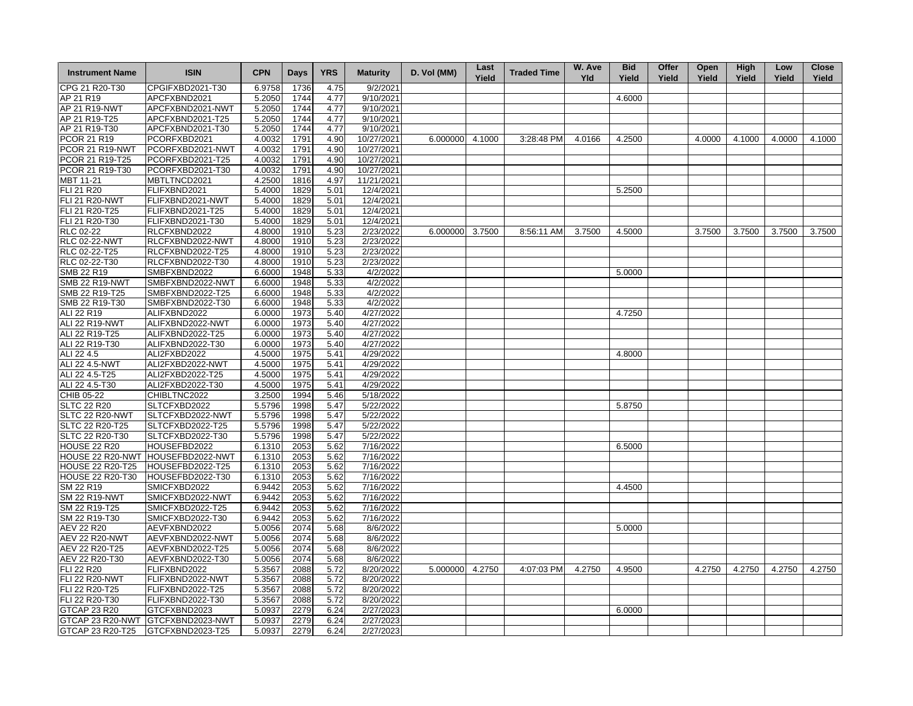| Instrument Name | ISIN | CPN | Days | YRS | Maturity | D. Vol (MM) | Last Yield | Traded Time | W. Ave Yld | Bid Yield | Offer Yield | Open Yield | High Yield | Low Yield | Close Yield |
|---|---|---|---|---|---|---|---|---|---|---|---|---|---|---|---|
| CPG 21 R20-T30 | CPGIFXBD2021-T30 | 6.9758 | 1736 | 4.75 | 9/2/2021 | | | | | | | | | | |
| AP 21 R19 | APCFXBND2021 | 5.2050 | 1744 | 4.77 | 9/10/2021 | | | | | 4.6000 | | | | | |
| AP 21 R19-NWT | APCFXBND2021-NWT | 5.2050 | 1744 | 4.77 | 9/10/2021 | | | | | | | | | | |
| AP 21 R19-T25 | APCFXBND2021-T25 | 5.2050 | 1744 | 4.77 | 9/10/2021 | | | | | | | | | | |
| AP 21 R19-T30 | APCFXBND2021-T30 | 5.2050 | 1744 | 4.77 | 9/10/2021 | | | | | | | | | | |
| PCOR 21 R19 | PCORFXBD2021 | 4.0032 | 1791 | 4.90 | 10/27/2021 | 6.000000 | 4.1000 | 3:28:48 PM | 4.0166 | 4.2500 | | 4.0000 | 4.1000 | 4.0000 | 4.1000 |
| PCOR 21 R19-NWT | PCORFXBD2021-NWT | 4.0032 | 1791 | 4.90 | 10/27/2021 | | | | | | | | | | |
| PCOR 21 R19-T25 | PCORFXBD2021-T25 | 4.0032 | 1791 | 4.90 | 10/27/2021 | | | | | | | | | | |
| PCOR 21 R19-T30 | PCORFXBD2021-T30 | 4.0032 | 1791 | 4.90 | 10/27/2021 | | | | | | | | | | |
| MBT 11-21 | MBTLTNCD2021 | 4.2500 | 1816 | 4.97 | 11/21/2021 | | | | | | | | | | |
| FLI 21 R20 | FLIFXBND2021 | 5.4000 | 1829 | 5.01 | 12/4/2021 | | | | | 5.2500 | | | | | |
| FLI 21 R20-NWT | FLIFXBND2021-NWT | 5.4000 | 1829 | 5.01 | 12/4/2021 | | | | | | | | | | |
| FLI 21 R20-T25 | FLIFXBND2021-T25 | 5.4000 | 1829 | 5.01 | 12/4/2021 | | | | | | | | | | |
| FLI 21 R20-T30 | FLIFXBND2021-T30 | 5.4000 | 1829 | 5.01 | 12/4/2021 | | | | | | | | | | |
| RLC 02-22 | RLCFXBND2022 | 4.8000 | 1910 | 5.23 | 2/23/2022 | 6.000000 | 3.7500 | 8:56:11 AM | 3.7500 | 4.5000 | | 3.7500 | 3.7500 | 3.7500 | 3.7500 |
| RLC 02-22-NWT | RLCFXBND2022-NWT | 4.8000 | 1910 | 5.23 | 2/23/2022 | | | | | | | | | | |
| RLC 02-22-T25 | RLCFXBND2022-T25 | 4.8000 | 1910 | 5.23 | 2/23/2022 | | | | | | | | | | |
| RLC 02-22-T30 | RLCFXBND2022-T30 | 4.8000 | 1910 | 5.23 | 2/23/2022 | | | | | | | | | | |
| SMB 22 R19 | SMBFXBND2022 | 6.6000 | 1948 | 5.33 | 4/2/2022 | | | | | 5.0000 | | | | | |
| SMB 22 R19-NWT | SMBFXBND2022-NWT | 6.6000 | 1948 | 5.33 | 4/2/2022 | | | | | | | | | | |
| SMB 22 R19-T25 | SMBFXBND2022-T25 | 6.6000 | 1948 | 5.33 | 4/2/2022 | | | | | | | | | | |
| SMB 22 R19-T30 | SMBFXBND2022-T30 | 6.6000 | 1948 | 5.33 | 4/2/2022 | | | | | | | | | | |
| ALI 22 R19 | ALIFXBND2022 | 6.0000 | 1973 | 5.40 | 4/27/2022 | | | | | 4.7250 | | | | | |
| ALI 22 R19-NWT | ALIFXBND2022-NWT | 6.0000 | 1973 | 5.40 | 4/27/2022 | | | | | | | | | | |
| ALI 22 R19-T25 | ALIFXBND2022-T25 | 6.0000 | 1973 | 5.40 | 4/27/2022 | | | | | | | | | | |
| ALI 22 R19-T30 | ALIFXBND2022-T30 | 6.0000 | 1973 | 5.40 | 4/27/2022 | | | | | | | | | | |
| ALI 22 4.5 | ALI2FXBD2022 | 4.5000 | 1975 | 5.41 | 4/29/2022 | | | | | 4.8000 | | | | | |
| ALI 22 4.5-NWT | ALI2FXBD2022-NWT | 4.5000 | 1975 | 5.41 | 4/29/2022 | | | | | | | | | | |
| ALI 22 4.5-T25 | ALI2FXBD2022-T25 | 4.5000 | 1975 | 5.41 | 4/29/2022 | | | | | | | | | | |
| ALI 22 4.5-T30 | ALI2FXBD2022-T30 | 4.5000 | 1975 | 5.41 | 4/29/2022 | | | | | | | | | | |
| CHIB 05-22 | CHIBLTNC2022 | 3.2500 | 1994 | 5.46 | 5/18/2022 | | | | | | | | | | |
| SLTC 22 R20 | SLTCFXBD2022 | 5.5796 | 1998 | 5.47 | 5/22/2022 | | | | | 5.8750 | | | | | |
| SLTC 22 R20-NWT | SLTCFXBD2022-NWT | 5.5796 | 1998 | 5.47 | 5/22/2022 | | | | | | | | | | |
| SLTC 22 R20-T25 | SLTCFXBD2022-T25 | 5.5796 | 1998 | 5.47 | 5/22/2022 | | | | | | | | | | |
| SLTC 22 R20-T30 | SLTCFXBD2022-T30 | 5.5796 | 1998 | 5.47 | 5/22/2022 | | | | | | | | | | |
| HOUSE 22 R20 | HOUSEFBD2022 | 6.1310 | 2053 | 5.62 | 7/16/2022 | | | | | 6.5000 | | | | | |
| HOUSE 22 R20-NWT | HOUSEFBD2022-NWT | 6.1310 | 2053 | 5.62 | 7/16/2022 | | | | | | | | | | |
| HOUSE 22 R20-T25 | HOUSEFBD2022-T25 | 6.1310 | 2053 | 5.62 | 7/16/2022 | | | | | | | | | | |
| HOUSE 22 R20-T30 | HOUSEFBD2022-T30 | 6.1310 | 2053 | 5.62 | 7/16/2022 | | | | | | | | | | |
| SM 22 R19 | SMICFXBD2022 | 6.9442 | 2053 | 5.62 | 7/16/2022 | | | | | 4.4500 | | | | | |
| SM 22 R19-NWT | SMICFXBD2022-NWT | 6.9442 | 2053 | 5.62 | 7/16/2022 | | | | | | | | | | |
| SM 22 R19-T25 | SMICFXBD2022-T25 | 6.9442 | 2053 | 5.62 | 7/16/2022 | | | | | | | | | | |
| SM 22 R19-T30 | SMICFXBD2022-T30 | 6.9442 | 2053 | 5.62 | 7/16/2022 | | | | | | | | | | |
| AEV 22 R20 | AEVFXBND2022 | 5.0056 | 2074 | 5.68 | 8/6/2022 | | | | | 5.0000 | | | | | |
| AEV 22 R20-NWT | AEVFXBND2022-NWT | 5.0056 | 2074 | 5.68 | 8/6/2022 | | | | | | | | | | |
| AEV 22 R20-T25 | AEVFXBND2022-T25 | 5.0056 | 2074 | 5.68 | 8/6/2022 | | | | | | | | | | |
| AEV 22 R20-T30 | AEVFXBND2022-T30 | 5.0056 | 2074 | 5.68 | 8/6/2022 | | | | | | | | | | |
| FLI 22 R20 | FLIFXBND2022 | 5.3567 | 2088 | 5.72 | 8/20/2022 | 5.000000 | 4.2750 | 4:07:03 PM | 4.2750 | 4.9500 | | 4.2750 | 4.2750 | 4.2750 | 4.2750 |
| FLI 22 R20-NWT | FLIFXBND2022-NWT | 5.3567 | 2088 | 5.72 | 8/20/2022 | | | | | | | | | | |
| FLI 22 R20-T25 | FLIFXBND2022-T25 | 5.3567 | 2088 | 5.72 | 8/20/2022 | | | | | | | | | | |
| FLI 22 R20-T30 | FLIFXBND2022-T30 | 5.3567 | 2088 | 5.72 | 8/20/2022 | | | | | | | | | | |
| GTCAP 23 R20 | GTCFXBND2023 | 5.0937 | 2279 | 6.24 | 2/27/2023 | | | | | 6.0000 | | | | | |
| GTCAP 23 R20-NWT | GTCFXBND2023-NWT | 5.0937 | 2279 | 6.24 | 2/27/2023 | | | | | | | | | | |
| GTCAP 23 R20-T25 | GTCFXBND2023-T25 | 5.0937 | 2279 | 6.24 | 2/27/2023 | | | | | | | | | | |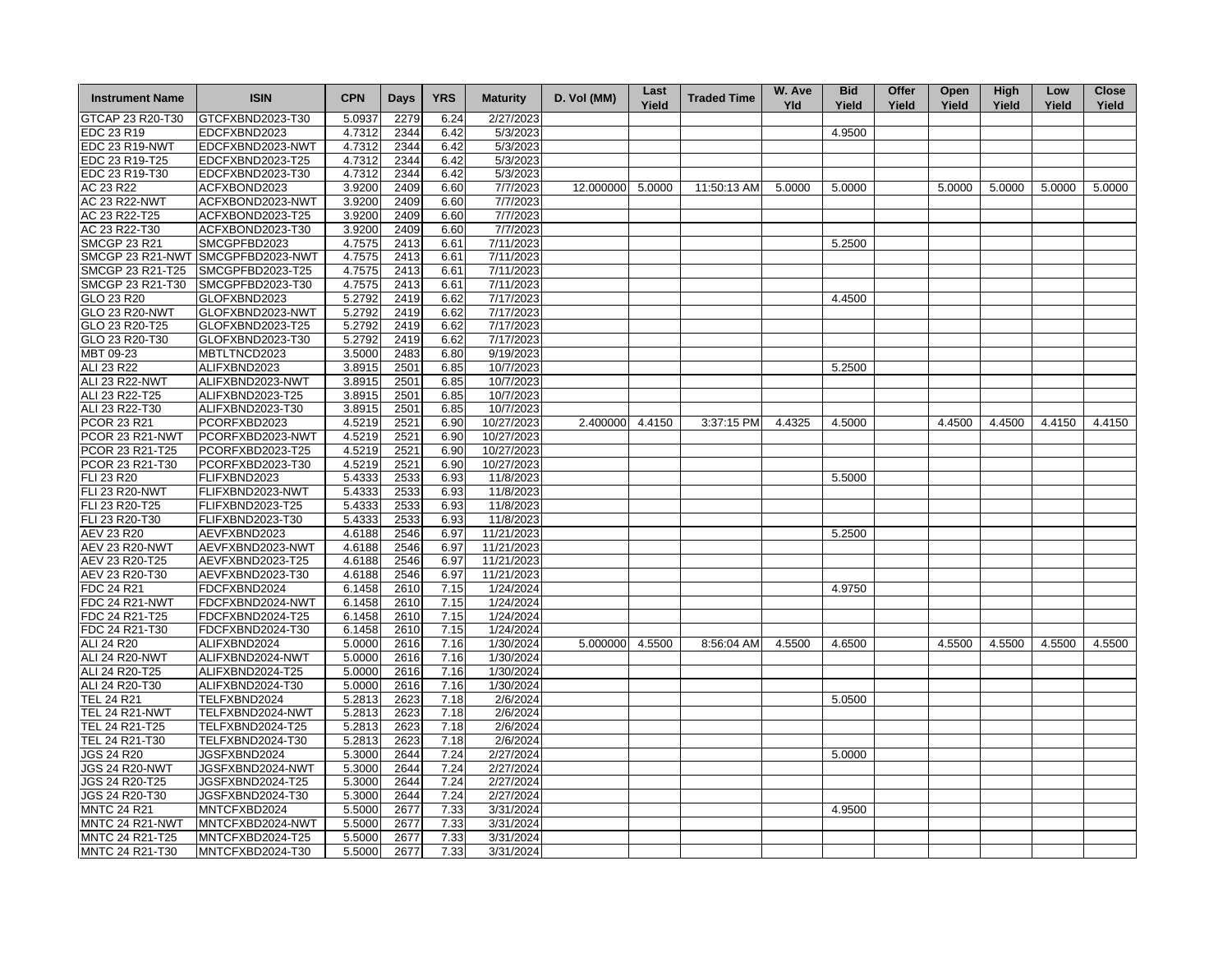| Instrument Name | ISIN | CPN | Days | YRS | Maturity | D. Vol (MM) | Last Yield | Traded Time | W. Ave Yld | Bid Yield | Offer Yield | Open Yield | High Yield | Low Yield | Close Yield |
|---|---|---|---|---|---|---|---|---|---|---|---|---|---|---|---|
| GTCAP 23 R20-T30 | GTCFXBND2023-T30 | 5.0937 | 2279 | 6.24 | 2/27/2023 | | | | | | | | | | |
| EDC 23 R19 | EDCFXBND2023 | 4.7312 | 2344 | 6.42 | 5/3/2023 | | | | | 4.9500 | | | | | |
| EDC 23 R19-NWT | EDCFXBND2023-NWT | 4.7312 | 2344 | 6.42 | 5/3/2023 | | | | | | | | | | |
| EDC 23 R19-T25 | EDCFXBND2023-T25 | 4.7312 | 2344 | 6.42 | 5/3/2023 | | | | | | | | | | |
| EDC 23 R19-T30 | EDCFXBND2023-T30 | 4.7312 | 2344 | 6.42 | 5/3/2023 | | | | | | | | | | |
| AC 23 R22 | ACFXBOND2023 | 3.9200 | 2409 | 6.60 | 7/7/2023 | 12.000000 | 5.0000 | 11:50:13 AM | 5.0000 | 5.0000 | | 5.0000 | 5.0000 | 5.0000 | 5.0000 |
| AC 23 R22-NWT | ACFXBOND2023-NWT | 3.9200 | 2409 | 6.60 | 7/7/2023 | | | | | | | | | | |
| AC 23 R22-T25 | ACFXBOND2023-T25 | 3.9200 | 2409 | 6.60 | 7/7/2023 | | | | | | | | | | |
| AC 23 R22-T30 | ACFXBOND2023-T30 | 3.9200 | 2409 | 6.60 | 7/7/2023 | | | | | | | | | | |
| SMCGP 23 R21 | SMCGPFBD2023 | 4.7575 | 2413 | 6.61 | 7/11/2023 | | | | | 5.2500 | | | | | |
| SMCGP 23 R21-NWT | SMCGPFBD2023-NWT | 4.7575 | 2413 | 6.61 | 7/11/2023 | | | | | | | | | | |
| SMCGP 23 R21-T25 | SMCGPFBD2023-T25 | 4.7575 | 2413 | 6.61 | 7/11/2023 | | | | | | | | | | |
| SMCGP 23 R21-T30 | SMCGPFBD2023-T30 | 4.7575 | 2413 | 6.61 | 7/11/2023 | | | | | | | | | | |
| GLO 23 R20 | GLOFXBND2023 | 5.2792 | 2419 | 6.62 | 7/17/2023 | | | | | 4.4500 | | | | | |
| GLO 23 R20-NWT | GLOFXBND2023-NWT | 5.2792 | 2419 | 6.62 | 7/17/2023 | | | | | | | | | | |
| GLO 23 R20-T25 | GLOFXBND2023-T25 | 5.2792 | 2419 | 6.62 | 7/17/2023 | | | | | | | | | | |
| GLO 23 R20-T30 | GLOFXBND2023-T30 | 5.2792 | 2419 | 6.62 | 7/17/2023 | | | | | | | | | | |
| MBT 09-23 | MBTLTNCD2023 | 3.5000 | 2483 | 6.80 | 9/19/2023 | | | | | | | | | | |
| ALI 23 R22 | ALIFXBND2023 | 3.8915 | 2501 | 6.85 | 10/7/2023 | | | | | 5.2500 | | | | | |
| ALI 23 R22-NWT | ALIFXBND2023-NWT | 3.8915 | 2501 | 6.85 | 10/7/2023 | | | | | | | | | | |
| ALI 23 R22-T25 | ALIFXBND2023-T25 | 3.8915 | 2501 | 6.85 | 10/7/2023 | | | | | | | | | | |
| ALI 23 R22-T30 | ALIFXBND2023-T30 | 3.8915 | 2501 | 6.85 | 10/7/2023 | | | | | | | | | | |
| PCOR 23 R21 | PCORFXBD2023 | 4.5219 | 2521 | 6.90 | 10/27/2023 | 2.400000 | 4.4150 | 3:37:15 PM | 4.4325 | 4.5000 | | 4.4500 | 4.4500 | 4.4150 | 4.4150 |
| PCOR 23 R21-NWT | PCORFXBD2023-NWT | 4.5219 | 2521 | 6.90 | 10/27/2023 | | | | | | | | | | |
| PCOR 23 R21-T25 | PCORFXBD2023-T25 | 4.5219 | 2521 | 6.90 | 10/27/2023 | | | | | | | | | | |
| PCOR 23 R21-T30 | PCORFXBD2023-T30 | 4.5219 | 2521 | 6.90 | 10/27/2023 | | | | | | | | | | |
| FLI 23 R20 | FLIFXBND2023 | 5.4333 | 2533 | 6.93 | 11/8/2023 | | | | | 5.5000 | | | | | |
| FLI 23 R20-NWT | FLIFXBND2023-NWT | 5.4333 | 2533 | 6.93 | 11/8/2023 | | | | | | | | | | |
| FLI 23 R20-T25 | FLIFXBND2023-T25 | 5.4333 | 2533 | 6.93 | 11/8/2023 | | | | | | | | | | |
| FLI 23 R20-T30 | FLIFXBND2023-T30 | 5.4333 | 2533 | 6.93 | 11/8/2023 | | | | | | | | | | |
| AEV 23 R20 | AEVFXBND2023 | 4.6188 | 2546 | 6.97 | 11/21/2023 | | | | | 5.2500 | | | | | |
| AEV 23 R20-NWT | AEVFXBND2023-NWT | 4.6188 | 2546 | 6.97 | 11/21/2023 | | | | | | | | | | |
| AEV 23 R20-T25 | AEVFXBND2023-T25 | 4.6188 | 2546 | 6.97 | 11/21/2023 | | | | | | | | | | |
| AEV 23 R20-T30 | AEVFXBND2023-T30 | 4.6188 | 2546 | 6.97 | 11/21/2023 | | | | | | | | | | |
| FDC 24 R21 | FDCFXBND2024 | 6.1458 | 2610 | 7.15 | 1/24/2024 | | | | | 4.9750 | | | | | |
| FDC 24 R21-NWT | FDCFXBND2024-NWT | 6.1458 | 2610 | 7.15 | 1/24/2024 | | | | | | | | | | |
| FDC 24 R21-T25 | FDCFXBND2024-T25 | 6.1458 | 2610 | 7.15 | 1/24/2024 | | | | | | | | | | |
| FDC 24 R21-T30 | FDCFXBND2024-T30 | 6.1458 | 2610 | 7.15 | 1/24/2024 | | | | | | | | | | |
| ALI 24 R20 | ALIFXBND2024 | 5.0000 | 2616 | 7.16 | 1/30/2024 | 5.000000 | 4.5500 | 8:56:04 AM | 4.5500 | 4.6500 | | 4.5500 | 4.5500 | 4.5500 | 4.5500 |
| ALI 24 R20-NWT | ALIFXBND2024-NWT | 5.0000 | 2616 | 7.16 | 1/30/2024 | | | | | | | | | | |
| ALI 24 R20-T25 | ALIFXBND2024-T25 | 5.0000 | 2616 | 7.16 | 1/30/2024 | | | | | | | | | | |
| ALI 24 R20-T30 | ALIFXBND2024-T30 | 5.0000 | 2616 | 7.16 | 1/30/2024 | | | | | | | | | | |
| TEL 24 R21 | TELFXBND2024 | 5.2813 | 2623 | 7.18 | 2/6/2024 | | | | | 5.0500 | | | | | |
| TEL 24 R21-NWT | TELFXBND2024-NWT | 5.2813 | 2623 | 7.18 | 2/6/2024 | | | | | | | | | | |
| TEL 24 R21-T25 | TELFXBND2024-T25 | 5.2813 | 2623 | 7.18 | 2/6/2024 | | | | | | | | | | |
| TEL 24 R21-T30 | TELFXBND2024-T30 | 5.2813 | 2623 | 7.18 | 2/6/2024 | | | | | | | | | | |
| JGS 24 R20 | JGSFXBND2024 | 5.3000 | 2644 | 7.24 | 2/27/2024 | | | | | 5.0000 | | | | | |
| JGS 24 R20-NWT | JGSFXBND2024-NWT | 5.3000 | 2644 | 7.24 | 2/27/2024 | | | | | | | | | | |
| JGS 24 R20-T25 | JGSFXBND2024-T25 | 5.3000 | 2644 | 7.24 | 2/27/2024 | | | | | | | | | | |
| JGS 24 R20-T30 | JGSFXBND2024-T30 | 5.3000 | 2644 | 7.24 | 2/27/2024 | | | | | | | | | | |
| MNTC 24 R21 | MNTCFXBD2024 | 5.5000 | 2677 | 7.33 | 3/31/2024 | | | | | 4.9500 | | | | | |
| MNTC 24 R21-NWT | MNTCFXBD2024-NWT | 5.5000 | 2677 | 7.33 | 3/31/2024 | | | | | | | | | | |
| MNTC 24 R21-T25 | MNTCFXBD2024-T25 | 5.5000 | 2677 | 7.33 | 3/31/2024 | | | | | | | | | | |
| MNTC 24 R21-T30 | MNTCFXBD2024-T30 | 5.5000 | 2677 | 7.33 | 3/31/2024 | | | | | | | | | | |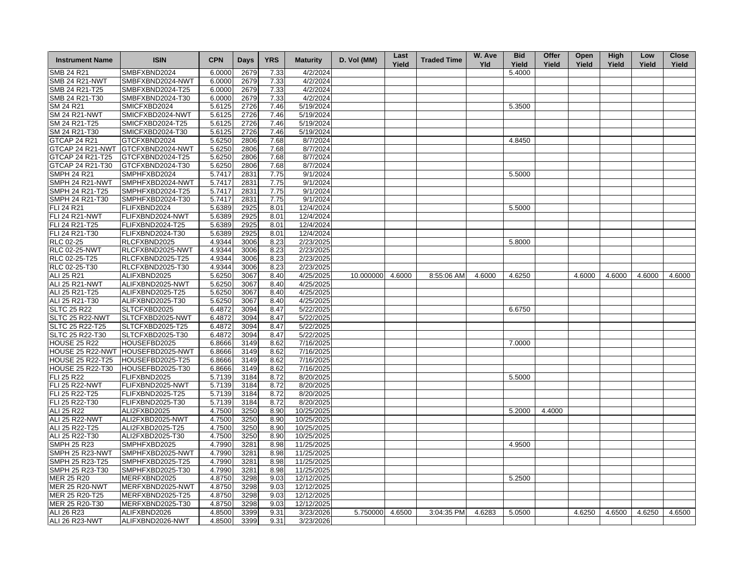| Instrument Name | ISIN | CPN | Days | YRS | Maturity | D. Vol (MM) | Last Yield | Traded Time | W. Ave Yld | Bid Yield | Offer Yield | Open Yield | High Yield | Low Yield | Close Yield |
|---|---|---|---|---|---|---|---|---|---|---|---|---|---|---|---|
| SMB 24 R21 | SMBFXBND2024 | 6.0000 | 2679 | 7.33 | 4/2/2024 | | | | | 5.4000 | | | | | |
| SMB 24 R21-NWT | SMBFXBND2024-NWT | 6.0000 | 2679 | 7.33 | 4/2/2024 | | | | | | | | | | |
| SMB 24 R21-T25 | SMBFXBND2024-T25 | 6.0000 | 2679 | 7.33 | 4/2/2024 | | | | | | | | | | |
| SMB 24 R21-T30 | SMBFXBND2024-T30 | 6.0000 | 2679 | 7.33 | 4/2/2024 | | | | | | | | | | |
| SM 24 R21 | SMICFXBD2024 | 5.6125 | 2726 | 7.46 | 5/19/2024 | | | | | 5.3500 | | | | | |
| SM 24 R21-NWT | SMICFXBD2024-NWT | 5.6125 | 2726 | 7.46 | 5/19/2024 | | | | | | | | | | |
| SM 24 R21-T25 | SMICFXBD2024-T25 | 5.6125 | 2726 | 7.46 | 5/19/2024 | | | | | | | | | | |
| SM 24 R21-T30 | SMICFXBD2024-T30 | 5.6125 | 2726 | 7.46 | 5/19/2024 | | | | | | | | | | |
| GTCAP 24 R21 | GTCFXBND2024 | 5.6250 | 2806 | 7.68 | 8/7/2024 | | | | | 4.8450 | | | | | |
| GTCAP 24 R21-NWT | GTCFXBND2024-NWT | 5.6250 | 2806 | 7.68 | 8/7/2024 | | | | | | | | | | |
| GTCAP 24 R21-T25 | GTCFXBND2024-T25 | 5.6250 | 2806 | 7.68 | 8/7/2024 | | | | | | | | | | |
| GTCAP 24 R21-T30 | GTCFXBND2024-T30 | 5.6250 | 2806 | 7.68 | 8/7/2024 | | | | | | | | | | |
| SMPH 24 R21 | SMPHFXBD2024 | 5.7417 | 2831 | 7.75 | 9/1/2024 | | | | | 5.5000 | | | | | |
| SMPH 24 R21-NWT | SMPHFXBD2024-NWT | 5.7417 | 2831 | 7.75 | 9/1/2024 | | | | | | | | | | |
| SMPH 24 R21-T25 | SMPHFXBD2024-T25 | 5.7417 | 2831 | 7.75 | 9/1/2024 | | | | | | | | | | |
| SMPH 24 R21-T30 | SMPHFXBD2024-T30 | 5.7417 | 2831 | 7.75 | 9/1/2024 | | | | | | | | | | |
| FLI 24 R21 | FLIFXBND2024 | 5.6389 | 2925 | 8.01 | 12/4/2024 | | | | | 5.5000 | | | | | |
| FLI 24 R21-NWT | FLIFXBND2024-NWT | 5.6389 | 2925 | 8.01 | 12/4/2024 | | | | | | | | | | |
| FLI 24 R21-T25 | FLIFXBND2024-T25 | 5.6389 | 2925 | 8.01 | 12/4/2024 | | | | | | | | | | |
| FLI 24 R21-T30 | FLIFXBND2024-T30 | 5.6389 | 2925 | 8.01 | 12/4/2024 | | | | | | | | | | |
| RLC 02-25 | RLCFXBND2025 | 4.9344 | 3006 | 8.23 | 2/23/2025 | | | | | 5.8000 | | | | | |
| RLC 02-25-NWT | RLCFXBND2025-NWT | 4.9344 | 3006 | 8.23 | 2/23/2025 | | | | | | | | | | |
| RLC 02-25-T25 | RLCFXBND2025-T25 | 4.9344 | 3006 | 8.23 | 2/23/2025 | | | | | | | | | | |
| RLC 02-25-T30 | RLCFXBND2025-T30 | 4.9344 | 3006 | 8.23 | 2/23/2025 | | | | | | | | | | |
| ALI 25 R21 | ALIFXBND2025 | 5.6250 | 3067 | 8.40 | 4/25/2025 | 10.000000 | 4.6000 | 8:55:06 AM | 4.6000 | 4.6250 | | 4.6000 | 4.6000 | 4.6000 | 4.6000 |
| ALI 25 R21-NWT | ALIFXBND2025-NWT | 5.6250 | 3067 | 8.40 | 4/25/2025 | | | | | | | | | | |
| ALI 25 R21-T25 | ALIFXBND2025-T25 | 5.6250 | 3067 | 8.40 | 4/25/2025 | | | | | | | | | | |
| ALI 25 R21-T30 | ALIFXBND2025-T30 | 5.6250 | 3067 | 8.40 | 4/25/2025 | | | | | | | | | | |
| SLTC 25 R22 | SLTCFXBD2025 | 6.4872 | 3094 | 8.47 | 5/22/2025 | | | | | 6.6750 | | | | | |
| SLTC 25 R22-NWT | SLTCFXBD2025-NWT | 6.4872 | 3094 | 8.47 | 5/22/2025 | | | | | | | | | | |
| SLTC 25 R22-T25 | SLTCFXBD2025-T25 | 6.4872 | 3094 | 8.47 | 5/22/2025 | | | | | | | | | | |
| SLTC 25 R22-T30 | SLTCFXBD2025-T30 | 6.4872 | 3094 | 8.47 | 5/22/2025 | | | | | | | | | | |
| HOUSE 25 R22 | HOUSEFBD2025 | 6.8666 | 3149 | 8.62 | 7/16/2025 | | | | | 7.0000 | | | | | |
| HOUSE 25 R22-NWT | HOUSEFBD2025-NWT | 6.8666 | 3149 | 8.62 | 7/16/2025 | | | | | | | | | | |
| HOUSE 25 R22-T25 | HOUSEFBD2025-T25 | 6.8666 | 3149 | 8.62 | 7/16/2025 | | | | | | | | | | |
| HOUSE 25 R22-T30 | HOUSEFBD2025-T30 | 6.8666 | 3149 | 8.62 | 7/16/2025 | | | | | | | | | | |
| FLI 25 R22 | FLIFXBND2025 | 5.7139 | 3184 | 8.72 | 8/20/2025 | | | | | 5.5000 | | | | | |
| FLI 25 R22-NWT | FLIFXBND2025-NWT | 5.7139 | 3184 | 8.72 | 8/20/2025 | | | | | | | | | | |
| FLI 25 R22-T25 | FLIFXBND2025-T25 | 5.7139 | 3184 | 8.72 | 8/20/2025 | | | | | | | | | | |
| FLI 25 R22-T30 | FLIFXBND2025-T30 | 5.7139 | 3184 | 8.72 | 8/20/2025 | | | | | | | | | | |
| ALI 25 R22 | ALI2FXBD2025 | 4.7500 | 3250 | 8.90 | 10/25/2025 | | | | | 5.2000 | 4.4000 | | | | |
| ALI 25 R22-NWT | ALI2FXBD2025-NWT | 4.7500 | 3250 | 8.90 | 10/25/2025 | | | | | | | | | | |
| ALI 25 R22-T25 | ALI2FXBD2025-T25 | 4.7500 | 3250 | 8.90 | 10/25/2025 | | | | | | | | | | |
| ALI 25 R22-T30 | ALI2FXBD2025-T30 | 4.7500 | 3250 | 8.90 | 10/25/2025 | | | | | | | | | | |
| SMPH 25 R23 | SMPHFXBD2025 | 4.7990 | 3281 | 8.98 | 11/25/2025 | | | | | 4.9500 | | | | | |
| SMPH 25 R23-NWT | SMPHFXBD2025-NWT | 4.7990 | 3281 | 8.98 | 11/25/2025 | | | | | | | | | | |
| SMPH 25 R23-T25 | SMPHFXBD2025-T25 | 4.7990 | 3281 | 8.98 | 11/25/2025 | | | | | | | | | | |
| SMPH 25 R23-T30 | SMPHFXBD2025-T30 | 4.7990 | 3281 | 8.98 | 11/25/2025 | | | | | | | | | | |
| MER 25 R20 | MERFXBND2025 | 4.8750 | 3298 | 9.03 | 12/12/2025 | | | | | 5.2500 | | | | | |
| MER 25 R20-NWT | MERFXBND2025-NWT | 4.8750 | 3298 | 9.03 | 12/12/2025 | | | | | | | | | | |
| MER 25 R20-T25 | MERFXBND2025-T25 | 4.8750 | 3298 | 9.03 | 12/12/2025 | | | | | | | | | | |
| MER 25 R20-T30 | MERFXBND2025-T30 | 4.8750 | 3298 | 9.03 | 12/12/2025 | | | | | | | | | | |
| ALI 26 R23 | ALIFXBND2026 | 4.8500 | 3399 | 9.31 | 3/23/2026 | 5.750000 | 4.6500 | 3:04:35 PM | 4.6283 | 5.0500 | | 4.6250 | 4.6500 | 4.6250 | 4.6500 |
| ALI 26 R23-NWT | ALIFXBND2026-NWT | 4.8500 | 3399 | 9.31 | 3/23/2026 | | | | | | | | | | |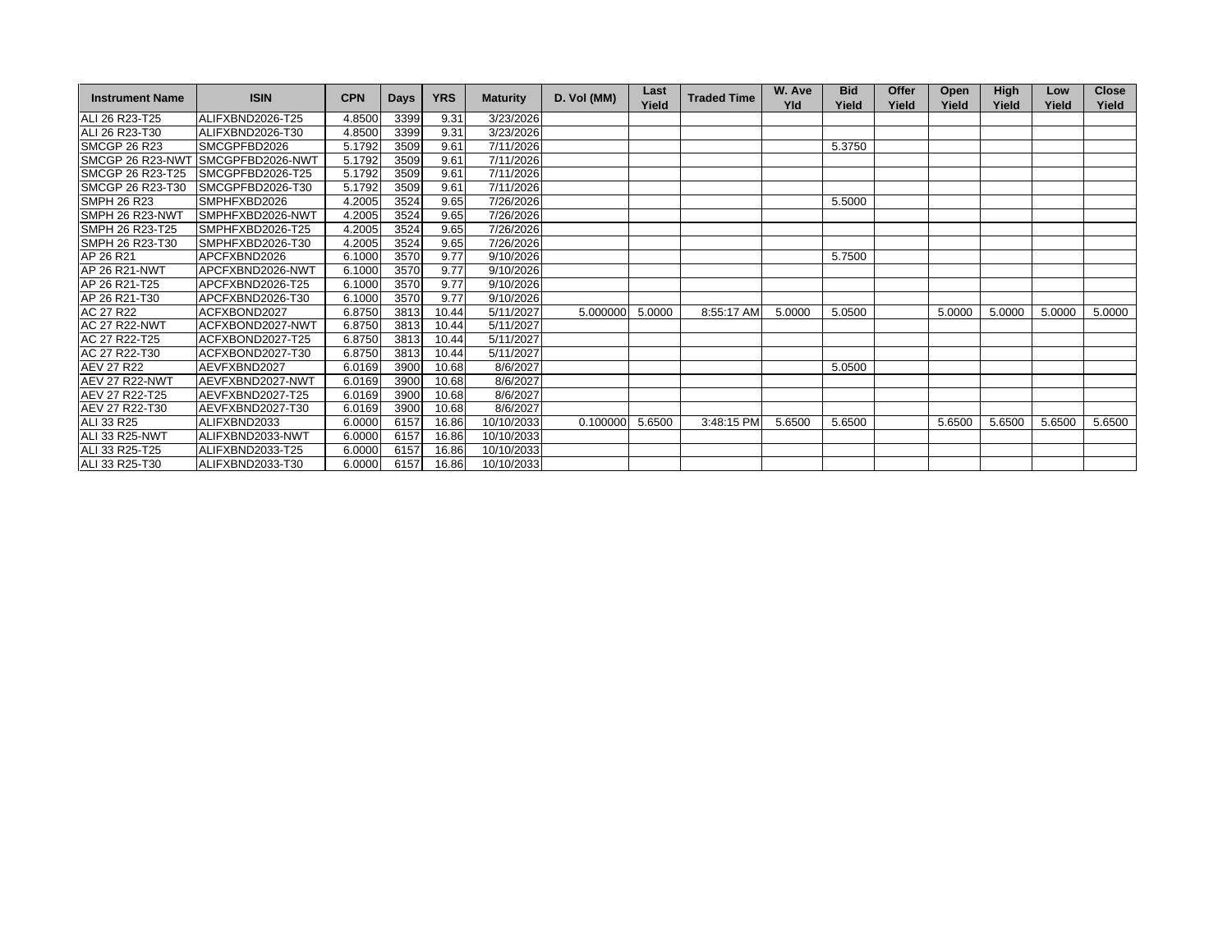| Instrument Name | ISIN | CPN | Days | YRS | Maturity | D. Vol (MM) | Last Yield | Traded Time | W. Ave Yld | Bid Yield | Offer Yield | Open Yield | High Yield | Low Yield | Close Yield |
|---|---|---|---|---|---|---|---|---|---|---|---|---|---|---|---|
| ALI 26 R23-T25 | ALIFXBND2026-T25 | 4.8500 | 3399 | 9.31 | 3/23/2026 | | | | | | | | | | |
| ALI 26 R23-T30 | ALIFXBND2026-T30 | 4.8500 | 3399 | 9.31 | 3/23/2026 | | | | | | | | | | |
| SMCGP 26 R23 | SMCGPFBD2026 | 5.1792 | 3509 | 9.61 | 7/11/2026 | | | | | 5.3750 | | | | | |
| SMCGP 26 R23-NWT | SMCGPFBD2026-NWT | 5.1792 | 3509 | 9.61 | 7/11/2026 | | | | | | | | | | |
| SMCGP 26 R23-T25 | SMCGPFBD2026-T25 | 5.1792 | 3509 | 9.61 | 7/11/2026 | | | | | | | | | | |
| SMCGP 26 R23-T30 | SMCGPFBD2026-T30 | 5.1792 | 3509 | 9.61 | 7/11/2026 | | | | | | | | | | |
| SMPH 26 R23 | SMPHFXBD2026 | 4.2005 | 3524 | 9.65 | 7/26/2026 | | | | | 5.5000 | | | | | |
| SMPH 26 R23-NWT | SMPHFXBD2026-NWT | 4.2005 | 3524 | 9.65 | 7/26/2026 | | | | | | | | | | |
| SMPH 26 R23-T25 | SMPHFXBD2026-T25 | 4.2005 | 3524 | 9.65 | 7/26/2026 | | | | | | | | | | |
| SMPH 26 R23-T30 | SMPHFXBD2026-T30 | 4.2005 | 3524 | 9.65 | 7/26/2026 | | | | | | | | | | |
| AP 26 R21 | APCFXBND2026 | 6.1000 | 3570 | 9.77 | 9/10/2026 | | | | | 5.7500 | | | | | |
| AP 26 R21-NWT | APCFXBND2026-NWT | 6.1000 | 3570 | 9.77 | 9/10/2026 | | | | | | | | | | |
| AP 26 R21-T25 | APCFXBND2026-T25 | 6.1000 | 3570 | 9.77 | 9/10/2026 | | | | | | | | | | |
| AP 26 R21-T30 | APCFXBND2026-T30 | 6.1000 | 3570 | 9.77 | 9/10/2026 | | | | | | | | | | |
| AC 27 R22 | ACFXBOND2027 | 6.8750 | 3813 | 10.44 | 5/11/2027 | 5.000000 | 5.0000 | 8:55:17 AM | 5.0000 | 5.0500 | | 5.0000 | 5.0000 | 5.0000 | 5.0000 |
| AC 27 R22-NWT | ACFXBOND2027-NWT | 6.8750 | 3813 | 10.44 | 5/11/2027 | | | | | | | | | | |
| AC 27 R22-T25 | ACFXBOND2027-T25 | 6.8750 | 3813 | 10.44 | 5/11/2027 | | | | | | | | | | |
| AC 27 R22-T30 | ACFXBOND2027-T30 | 6.8750 | 3813 | 10.44 | 5/11/2027 | | | | | | | | | | |
| AEV 27 R22 | AEVFXBND2027 | 6.0169 | 3900 | 10.68 | 8/6/2027 | | | | | 5.0500 | | | | | |
| AEV 27 R22-NWT | AEVFXBND2027-NWT | 6.0169 | 3900 | 10.68 | 8/6/2027 | | | | | | | | | | |
| AEV 27 R22-T25 | AEVFXBND2027-T25 | 6.0169 | 3900 | 10.68 | 8/6/2027 | | | | | | | | | | |
| AEV 27 R22-T30 | AEVFXBND2027-T30 | 6.0169 | 3900 | 10.68 | 8/6/2027 | | | | | | | | | | |
| ALI 33 R25 | ALIFXBND2033 | 6.0000 | 6157 | 16.86 | 10/10/2033 | 0.100000 | 5.6500 | 3:48:15 PM | 5.6500 | 5.6500 | | 5.6500 | 5.6500 | 5.6500 | 5.6500 |
| ALI 33 R25-NWT | ALIFXBND2033-NWT | 6.0000 | 6157 | 16.86 | 10/10/2033 | | | | | | | | | | |
| ALI 33 R25-T25 | ALIFXBND2033-T25 | 6.0000 | 6157 | 16.86 | 10/10/2033 | | | | | | | | | | |
| ALI 33 R25-T30 | ALIFXBND2033-T30 | 6.0000 | 6157 | 16.86 | 10/10/2033 | | | | | | | | | | |